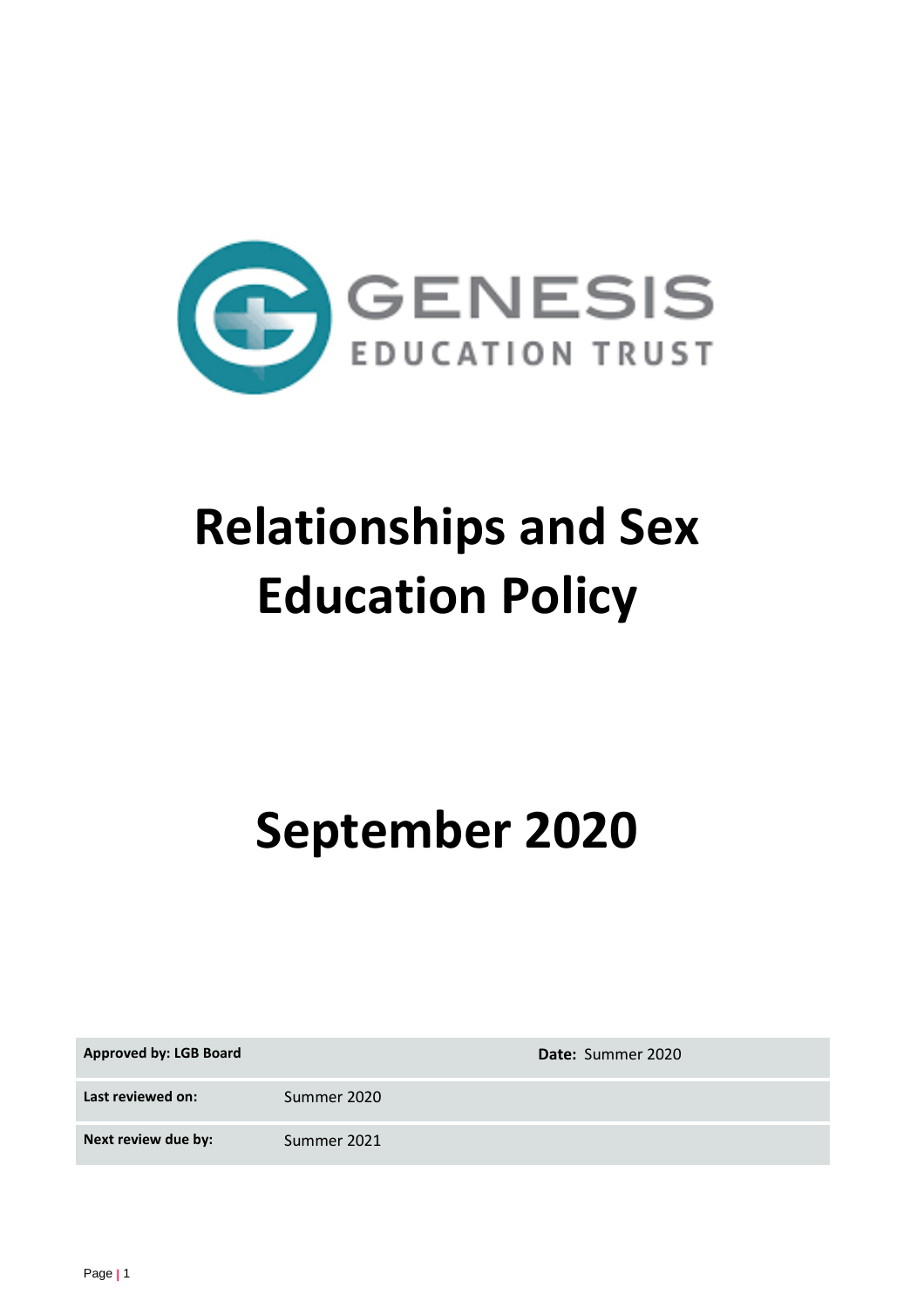GENESIS
EDUCATION TRUST

# Relationships and Sex Education Policy

# September 2020

| Approved by: LGB Board | | Date: Summer 2020 |
| --- | --- | --- |
| Last reviewed on: | Summer 2020 | |
| Next review due by: | Summer 2021 | |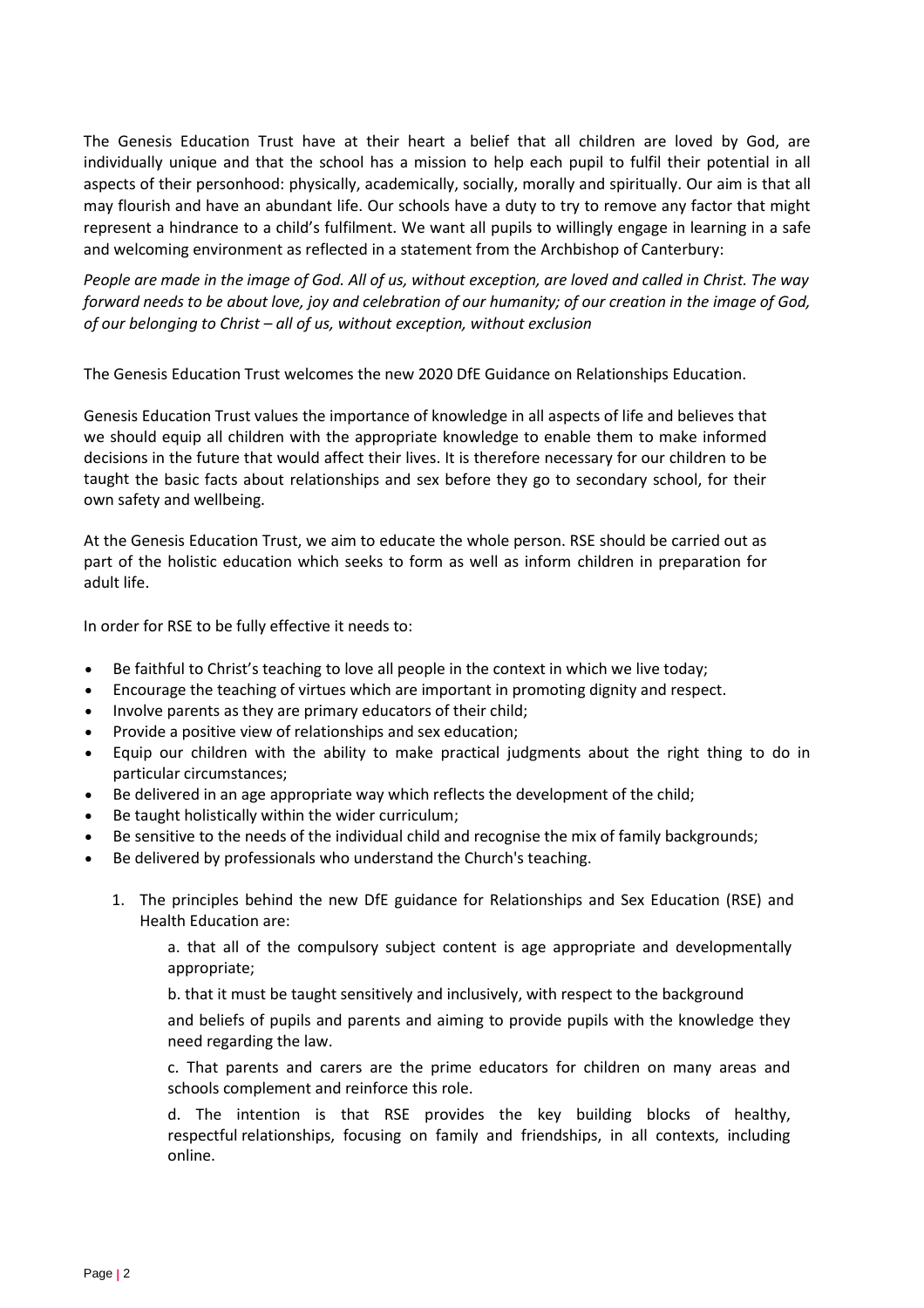The Genesis Education Trust have at their heart a belief that all children are loved by God, are individually unique and that the school has a mission to help each pupil to fulfil their potential in all aspects of their personhood: physically, academically, socially, morally and spiritually. Our aim is that all may flourish and have an abundant life. Our schools have a duty to try to remove any factor that might represent a hindrance to a child's fulfilment. We want all pupils to willingly engage in learning in a safe and welcoming environment as reflected in a statement from the Archbishop of Canterbury:

*People are made in the image of God. All of us, without exception, are loved and called in Christ. The way forward needs to be about love, joy and celebration of our humanity; of our creation in the image of God, of our belonging to Christ – all of us, without exception, without exclusion*

The Genesis Education Trust welcomes the new 2020 DfE Guidance on Relationships Education.

Genesis Education Trust values the importance of knowledge in all aspects of life and believes that we should equip all children with the appropriate knowledge to enable them to make informed decisions in the future that would affect their lives. It is therefore necessary for our children to be taught the basic facts about relationships and sex before they go to secondary school, for their own safety and wellbeing.

At the Genesis Education Trust, we aim to educate the whole person. RSE should be carried out as part of the holistic education which seeks to form as well as inform children in preparation for adult life.

In order for RSE to be fully effective it needs to:

- Be faithful to Christ's teaching to love all people in the context in which we live today;
- Encourage the teaching of virtues which are important in promoting dignity and respect.
- Involve parents as they are primary educators of their child;
- Provide a positive view of relationships and sex education;
- Equip our children with the ability to make practical judgments about the right thing to do in particular circumstances;
- Be delivered in an age appropriate way which reflects the development of the child;
- Be taught holistically within the wider curriculum;
- Be sensitive to the needs of the individual child and recognise the mix of family backgrounds;
- Be delivered by professionals who understand the Church's teaching.

1. The principles behind the new DfE guidance for Relationships and Sex Education (RSE) and Health Education are:

   a. that all of the compulsory subject content is age appropriate and developmentally appropriate;

   b. that it must be taught sensitively and inclusively, with respect to the background

   and beliefs of pupils and parents and aiming to provide pupils with the knowledge they need regarding the law.

   c. That parents and carers are the prime educators for children on many areas and schools complement and reinforce this role.

   d. The intention is that RSE provides the key building blocks of healthy, respectful relationships, focusing on family and friendships, in all contexts, including online.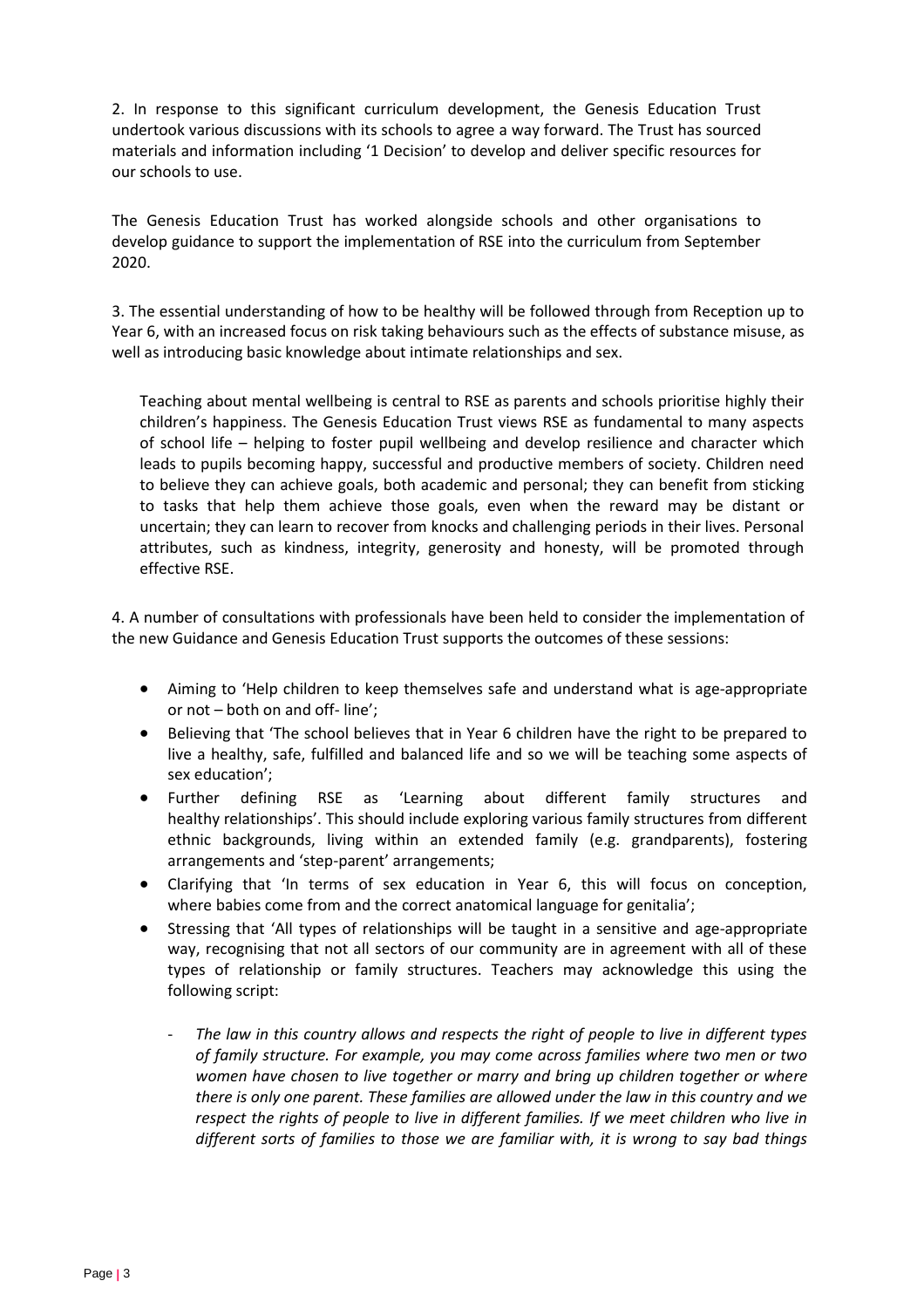2. In response to this significant curriculum development, the Genesis Education Trust undertook various discussions with its schools to agree a way forward. The Trust has sourced materials and information including '1 Decision' to develop and deliver specific resources for our schools to use.

The Genesis Education Trust has worked alongside schools and other organisations to develop guidance to support the implementation of RSE into the curriculum from September 2020.

3. The essential understanding of how to be healthy will be followed through from Reception up to Year 6, with an increased focus on risk taking behaviours such as the effects of substance misuse, as well as introducing basic knowledge about intimate relationships and sex.

Teaching about mental wellbeing is central to RSE as parents and schools prioritise highly their children's happiness. The Genesis Education Trust views RSE as fundamental to many aspects of school life – helping to foster pupil wellbeing and develop resilience and character which leads to pupils becoming happy, successful and productive members of society. Children need to believe they can achieve goals, both academic and personal; they can benefit from sticking to tasks that help them achieve those goals, even when the reward may be distant or uncertain; they can learn to recover from knocks and challenging periods in their lives. Personal attributes, such as kindness, integrity, generosity and honesty, will be promoted through effective RSE.

4. A number of consultations with professionals have been held to consider the implementation of the new Guidance and Genesis Education Trust supports the outcomes of these sessions:

- Aiming to 'Help children to keep themselves safe and understand what is age-appropriate or not – both on and off- line';
- Believing that 'The school believes that in Year 6 children have the right to be prepared to live a healthy, safe, fulfilled and balanced life and so we will be teaching some aspects of sex education';
- Further defining RSE as 'Learning about different family structures and healthy relationships'. This should include exploring various family structures from different ethnic backgrounds, living within an extended family (e.g. grandparents), fostering arrangements and 'step-parent' arrangements;
- Clarifying that 'In terms of sex education in Year 6, this will focus on conception, where babies come from and the correct anatomical language for genitalia';
- Stressing that 'All types of relationships will be taught in a sensitive and age-appropriate way, recognising that not all sectors of our community are in agreement with all of these types of relationship or family structures. Teachers may acknowledge this using the following script:
    - *The law in this country allows and respects the right of people to live in different types of family structure. For example, you may come across families where two men or two women have chosen to live together or marry and bring up children together or where there is only one parent. These families are allowed under the law in this country and we respect the rights of people to live in different families. If we meet children who live in different sorts of families to those we are familiar with, it is wrong to say bad things*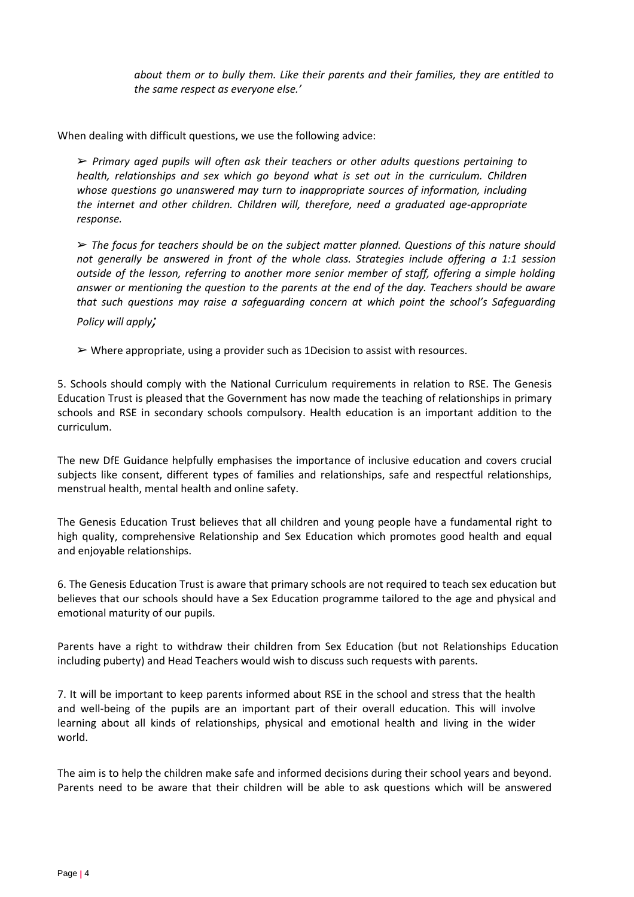*about them or to bully them. Like their parents and their families, they are entitled to the same respect as everyone else.'*

When dealing with difficult questions, we use the following advice:

➢ *Primary aged pupils will often ask their teachers or other adults questions pertaining to health, relationships and sex which go beyond what is set out in the curriculum. Children whose questions go unanswered may turn to inappropriate sources of information, including the internet and other children. Children will, therefore, need a graduated age-appropriate response.*

➢ *The focus for teachers should be on the subject matter planned. Questions of this nature should not generally be answered in front of the whole class. Strategies include offering a 1:1 session outside of the lesson, referring to another more senior member of staff, offering a simple holding answer or mentioning the question to the parents at the end of the day. Teachers should be aware that such questions may raise a safeguarding concern at which point the school's Safeguarding Policy will apply;*

➢ Where appropriate, using a provider such as 1Decision to assist with resources.

5. Schools should comply with the National Curriculum requirements in relation to RSE. The Genesis Education Trust is pleased that the Government has now made the teaching of relationships in primary schools and RSE in secondary schools compulsory. Health education is an important addition to the curriculum.

The new DfE Guidance helpfully emphasises the importance of inclusive education and covers crucial subjects like consent, different types of families and relationships, safe and respectful relationships, menstrual health, mental health and online safety.

The Genesis Education Trust believes that all children and young people have a fundamental right to high quality, comprehensive Relationship and Sex Education which promotes good health and equal and enjoyable relationships.

6. The Genesis Education Trust is aware that primary schools are not required to teach sex education but believes that our schools should have a Sex Education programme tailored to the age and physical and emotional maturity of our pupils.

Parents have a right to withdraw their children from Sex Education (but not Relationships Education including puberty) and Head Teachers would wish to discuss such requests with parents.

7. It will be important to keep parents informed about RSE in the school and stress that the health and well-being of the pupils are an important part of their overall education. This will involve learning about all kinds of relationships, physical and emotional health and living in the wider world.

The aim is to help the children make safe and informed decisions during their school years and beyond. Parents need to be aware that their children will be able to ask questions which will be answered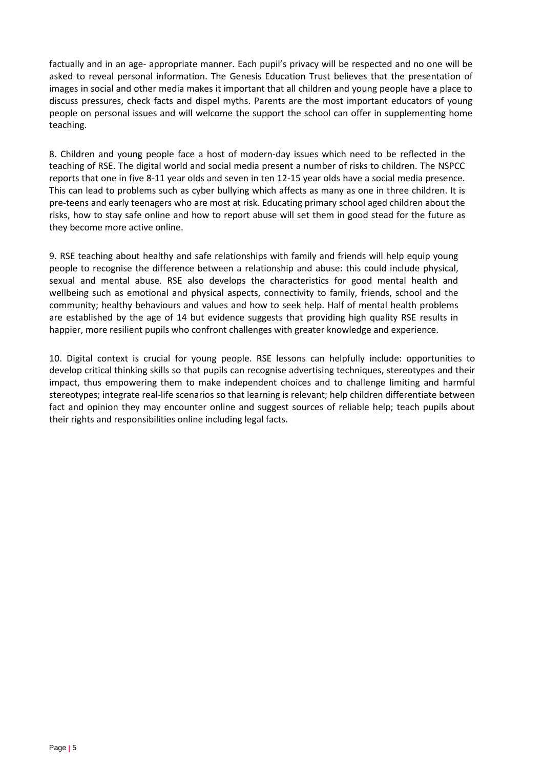factually and in an age- appropriate manner. Each pupil's privacy will be respected and no one will be asked to reveal personal information. The Genesis Education Trust believes that the presentation of images in social and other media makes it important that all children and young people have a place to discuss pressures, check facts and dispel myths. Parents are the most important educators of young people on personal issues and will welcome the support the school can offer in supplementing home teaching.

8. Children and young people face a host of modern-day issues which need to be reflected in the teaching of RSE. The digital world and social media present a number of risks to children. The NSPCC reports that one in five 8-11 year olds and seven in ten 12-15 year olds have a social media presence. This can lead to problems such as cyber bullying which affects as many as one in three children. It is pre-teens and early teenagers who are most at risk. Educating primary school aged children about the risks, how to stay safe online and how to report abuse will set them in good stead for the future as they become more active online.

9. RSE teaching about healthy and safe relationships with family and friends will help equip young people to recognise the difference between a relationship and abuse: this could include physical, sexual and mental abuse. RSE also develops the characteristics for good mental health and wellbeing such as emotional and physical aspects, connectivity to family, friends, school and the community; healthy behaviours and values and how to seek help. Half of mental health problems are established by the age of 14 but evidence suggests that providing high quality RSE results in happier, more resilient pupils who confront challenges with greater knowledge and experience.

10. Digital context is crucial for young people. RSE lessons can helpfully include: opportunities to develop critical thinking skills so that pupils can recognise advertising techniques, stereotypes and their impact, thus empowering them to make independent choices and to challenge limiting and harmful stereotypes; integrate real-life scenarios so that learning is relevant; help children differentiate between fact and opinion they may encounter online and suggest sources of reliable help; teach pupils about their rights and responsibilities online including legal facts.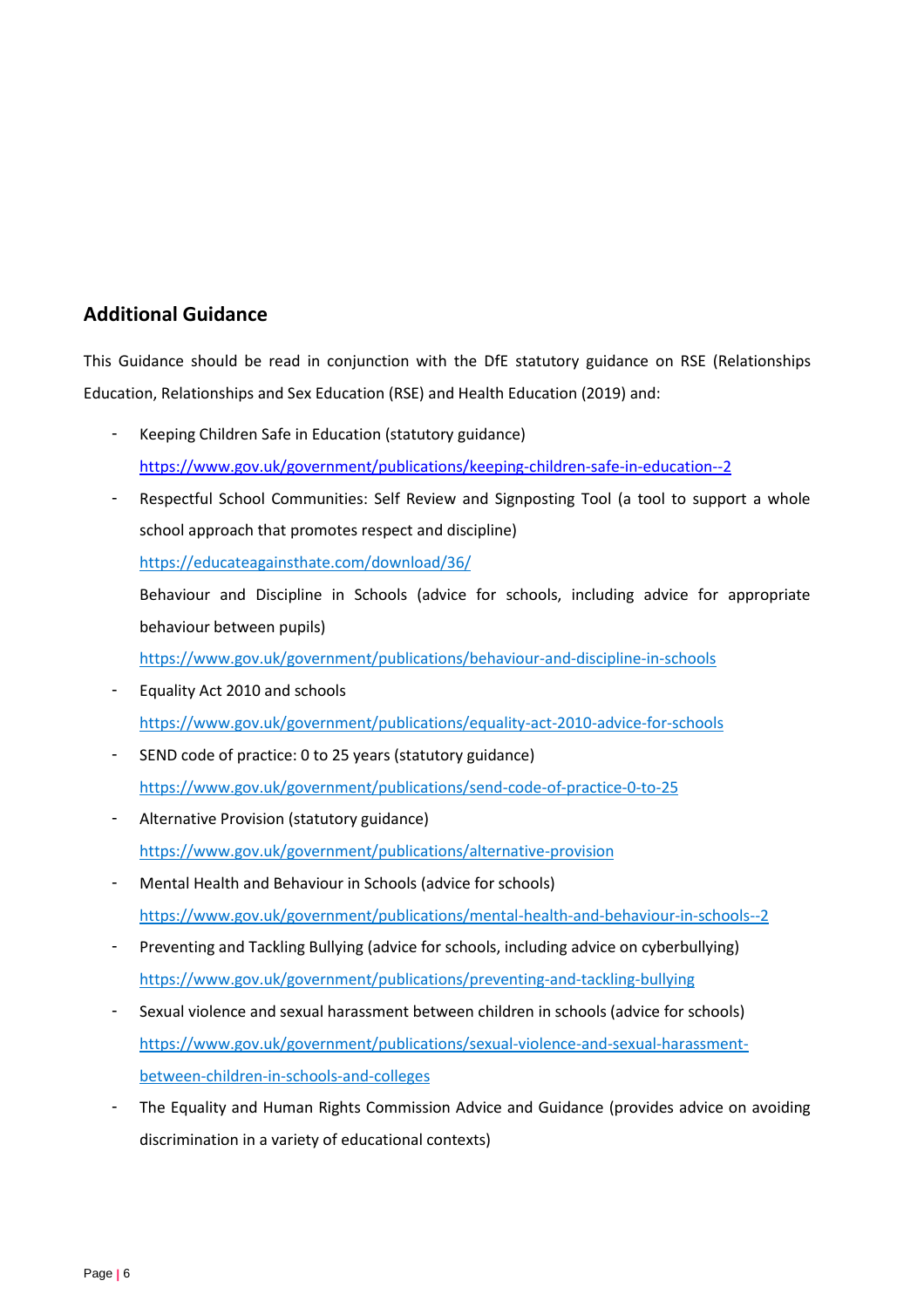## Additional Guidance

This Guidance should be read in conjunction with the DfE statutory guidance on RSE (Relationships Education, Relationships and Sex Education (RSE) and Health Education (2019) and:

- Keeping Children Safe in Education (statutory guidance)
  https://www.gov.uk/government/publications/keeping-children-safe-in-education--2
- Respectful School Communities: Self Review and Signposting Tool (a tool to support a whole school approach that promotes respect and discipline)
  https://educateagainsthate.com/download/36/
  Behaviour and Discipline in Schools (advice for schools, including advice for appropriate behaviour between pupils)
  https://www.gov.uk/government/publications/behaviour-and-discipline-in-schools
- Equality Act 2010 and schools
  https://www.gov.uk/government/publications/equality-act-2010-advice-for-schools
- SEND code of practice: 0 to 25 years (statutory guidance)
  https://www.gov.uk/government/publications/send-code-of-practice-0-to-25
- Alternative Provision (statutory guidance)
  https://www.gov.uk/government/publications/alternative-provision
- Mental Health and Behaviour in Schools (advice for schools)
  https://www.gov.uk/government/publications/mental-health-and-behaviour-in-schools--2
- Preventing and Tackling Bullying (advice for schools, including advice on cyberbullying)
  https://www.gov.uk/government/publications/preventing-and-tackling-bullying
- Sexual violence and sexual harassment between children in schools (advice for schools)
  https://www.gov.uk/government/publications/sexual-violence-and-sexual-harassment-between-children-in-schools-and-colleges
- The Equality and Human Rights Commission Advice and Guidance (provides advice on avoiding discrimination in a variety of educational contexts)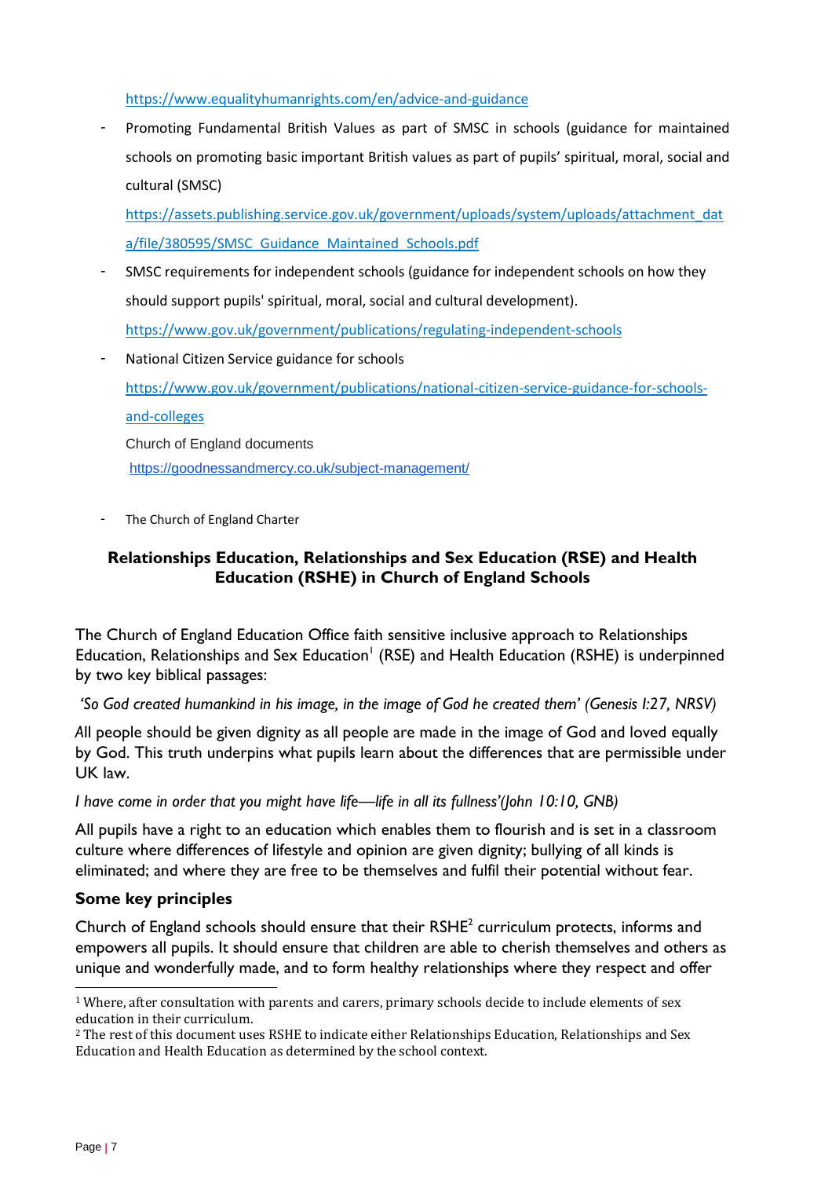https://www.equalityhumanrights.com/en/advice-and-guidance

- Promoting Fundamental British Values as part of SMSC in schools (guidance for maintained schools on promoting basic important British values as part of pupils' spiritual, moral, social and cultural (SMSC)

  https://assets.publishing.service.gov.uk/government/uploads/system/uploads/attachment_data/file/380595/SMSC_Guidance_Maintained_Schools.pdf

- SMSC requirements for independent schools (guidance for independent schools on how they should support pupils' spiritual, moral, social and cultural development).

  https://www.gov.uk/government/publications/regulating-independent-schools

- National Citizen Service guidance for schools

  https://www.gov.uk/government/publications/national-citizen-service-guidance-for-schools-and-colleges

  Church of England documents

  https://goodnessandmercy.co.uk/subject-management/

- The Church of England Charter

## Relationships Education, Relationships and Sex Education (RSE) and Health Education (RSHE) in Church of England Schools

The Church of England Education Office faith sensitive inclusive approach to Relationships Education, Relationships and Sex Education[1] (RSE) and Health Education (RSHE) is underpinned by two key biblical passages:

*'So God created humankind in his image, in the image of God he created them' (Genesis I:27, NRSV)*

All people should be given dignity as all people are made in the image of God and loved equally by God. This truth underpins what pupils learn about the differences that are permissible under UK law.

*I have come in order that you might have life—life in all its fullness'(John 10:10, GNB)*

All pupils have a right to an education which enables them to flourish and is set in a classroom culture where differences of lifestyle and opinion are given dignity; bullying of all kinds is eliminated; and where they are free to be themselves and fulfil their potential without fear.

### Some key principles

Church of England schools should ensure that their RSHE[2] curriculum protects, informs and empowers all pupils. It should ensure that children are able to cherish themselves and others as unique and wonderfully made, and to form healthy relationships where they respect and offer

[1] Where, after consultation with parents and carers, primary schools decide to include elements of sex education in their curriculum.

[2] The rest of this document uses RSHE to indicate either Relationships Education, Relationships and Sex Education and Health Education as determined by the school context.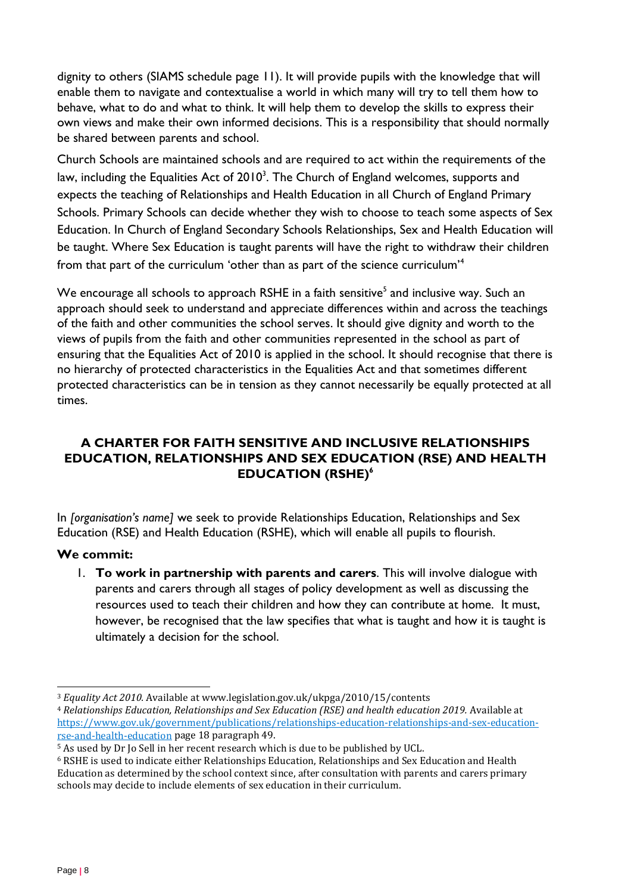dignity to others (SIAMS schedule page 11). It will provide pupils with the knowledge that will enable them to navigate and contextualise a world in which many will try to tell them how to behave, what to do and what to think. It will help them to develop the skills to express their own views and make their own informed decisions. This is a responsibility that should normally be shared between parents and school.

Church Schools are maintained schools and are required to act within the requirements of the law, including the Equalities Act of 2010[3]. The Church of England welcomes, supports and expects the teaching of Relationships and Health Education in all Church of England Primary Schools. Primary Schools can decide whether they wish to choose to teach some aspects of Sex Education. In Church of England Secondary Schools Relationships, Sex and Health Education will be taught. Where Sex Education is taught parents will have the right to withdraw their children from that part of the curriculum 'other than as part of the science curriculum'[4]

We encourage all schools to approach RSHE in a faith sensitive[5] and inclusive way. Such an approach should seek to understand and appreciate differences within and across the teachings of the faith and other communities the school serves. It should give dignity and worth to the views of pupils from the faith and other communities represented in the school as part of ensuring that the Equalities Act of 2010 is applied in the school. It should recognise that there is no hierarchy of protected characteristics in the Equalities Act and that sometimes different protected characteristics can be in tension as they cannot necessarily be equally protected at all times.

## A CHARTER FOR FAITH SENSITIVE AND INCLUSIVE RELATIONSHIPS EDUCATION, RELATIONSHIPS AND SEX EDUCATION (RSE) AND HEALTH EDUCATION (RSHE)[6]

In *[organisation's name]* we seek to provide Relationships Education, Relationships and Sex Education (RSE) and Health Education (RSHE), which will enable all pupils to flourish.

**We commit:**

1. **To work in partnership with parents and carers**. This will involve dialogue with parents and carers through all stages of policy development as well as discussing the resources used to teach their children and how they can contribute at home. It must, however, be recognised that the law specifies that what is taught and how it is taught is ultimately a decision for the school.

---

[3] *Equality Act 2010.* Available at www.legislation.gov.uk/ukpga/2010/15/contents

[4] *Relationships Education, Relationships and Sex Education (RSE) and health education 2019.* Available at https://www.gov.uk/government/publications/relationships-education-relationships-and-sex-education-rse-and-health-education page 18 paragraph 49.

[5] As used by Dr Jo Sell in her recent research which is due to be published by UCL.

[6] RSHE is used to indicate either Relationships Education, Relationships and Sex Education and Health Education as determined by the school context since, after consultation with parents and carers primary schools may decide to include elements of sex education in their curriculum.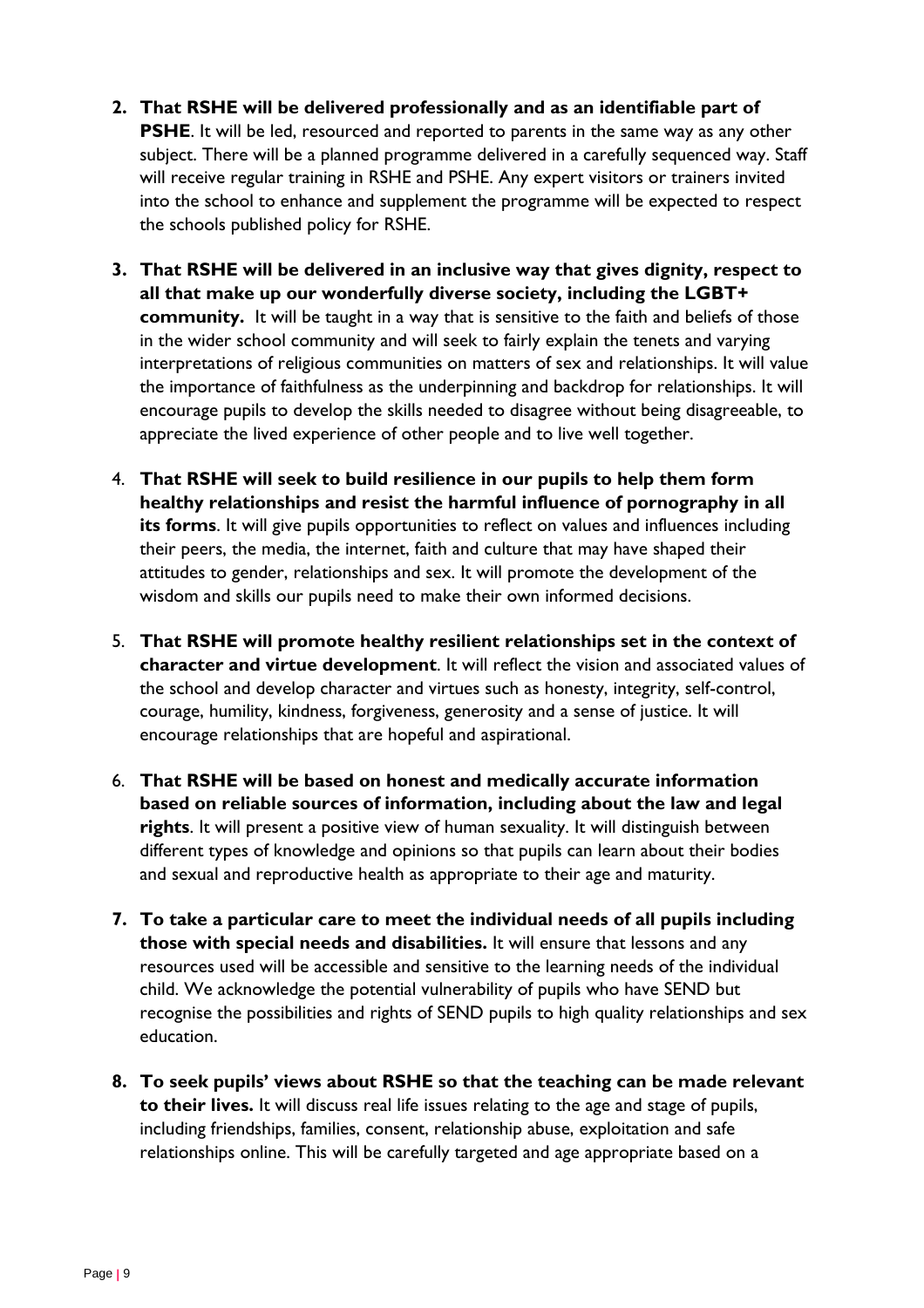2. **That RSHE will be delivered professionally and as an identifiable part of PSHE**. It will be led, resourced and reported to parents in the same way as any other subject. There will be a planned programme delivered in a carefully sequenced way. Staff will receive regular training in RSHE and PSHE. Any expert visitors or trainers invited into the school to enhance and supplement the programme will be expected to respect the schools published policy for RSHE.

3. **That RSHE will be delivered in an inclusive way that gives dignity, respect to all that make up our wonderfully diverse society, including the LGBT+ community.** It will be taught in a way that is sensitive to the faith and beliefs of those in the wider school community and will seek to fairly explain the tenets and varying interpretations of religious communities on matters of sex and relationships. It will value the importance of faithfulness as the underpinning and backdrop for relationships. It will encourage pupils to develop the skills needed to disagree without being disagreeable, to appreciate the lived experience of other people and to live well together.

4. **That RSHE will seek to build resilience in our pupils to help them form healthy relationships and resist the harmful influence of pornography in all its forms**. It will give pupils opportunities to reflect on values and influences including their peers, the media, the internet, faith and culture that may have shaped their attitudes to gender, relationships and sex. It will promote the development of the wisdom and skills our pupils need to make their own informed decisions.

5. **That RSHE will promote healthy resilient relationships set in the context of character and virtue development**. It will reflect the vision and associated values of the school and develop character and virtues such as honesty, integrity, self-control, courage, humility, kindness, forgiveness, generosity and a sense of justice. It will encourage relationships that are hopeful and aspirational.

6. **That RSHE will be based on honest and medically accurate information based on reliable sources of information, including about the law and legal rights**. It will present a positive view of human sexuality. It will distinguish between different types of knowledge and opinions so that pupils can learn about their bodies and sexual and reproductive health as appropriate to their age and maturity.

7. **To take a particular care to meet the individual needs of all pupils including those with special needs and disabilities.** It will ensure that lessons and any resources used will be accessible and sensitive to the learning needs of the individual child. We acknowledge the potential vulnerability of pupils who have SEND but recognise the possibilities and rights of SEND pupils to high quality relationships and sex education.

8. **To seek pupils' views about RSHE so that the teaching can be made relevant to their lives.** It will discuss real life issues relating to the age and stage of pupils, including friendships, families, consent, relationship abuse, exploitation and safe relationships online. This will be carefully targeted and age appropriate based on a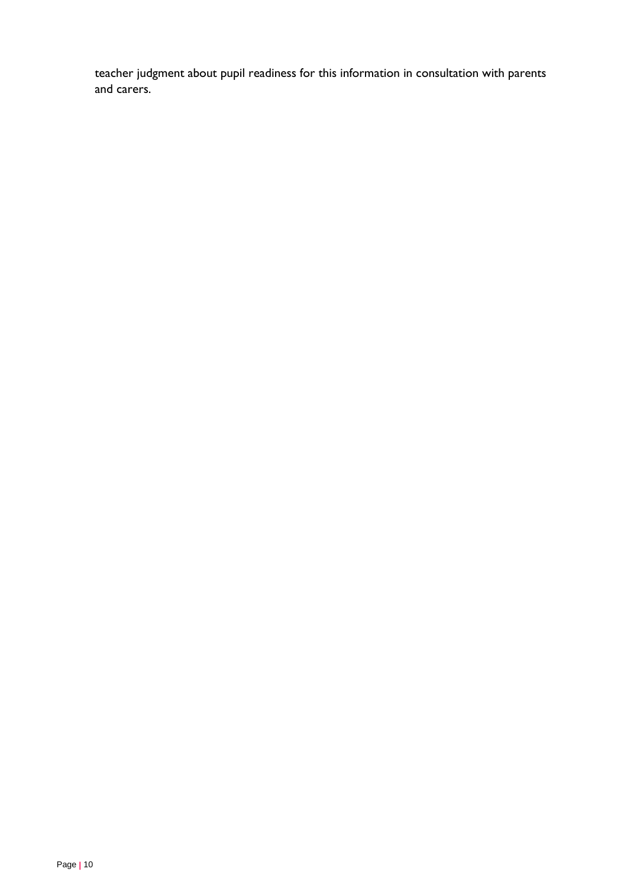teacher judgment about pupil readiness for this information in consultation with parents and carers.